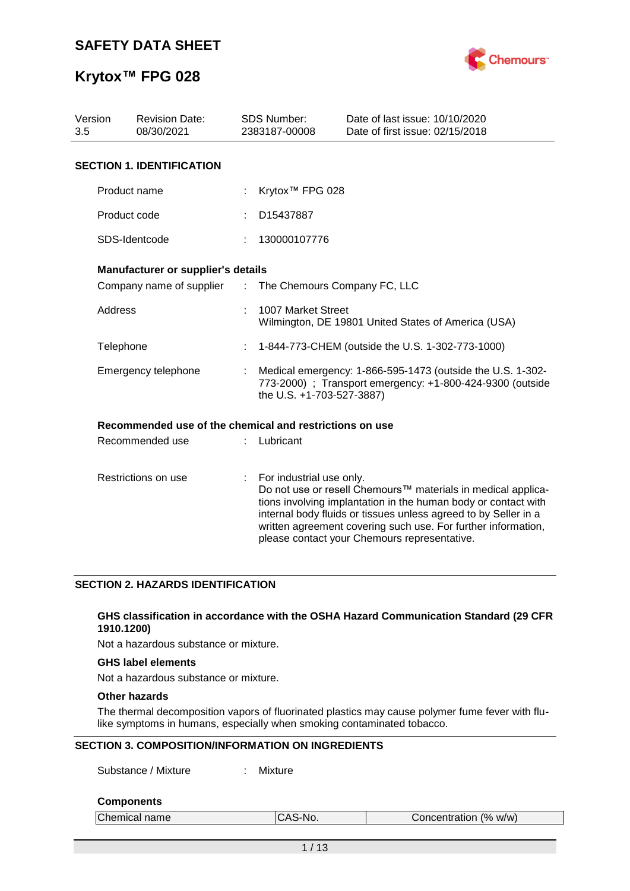# SAFETY DATA SHEET

# Krytox™ FPG 028

| Version | Revision Date: | SDS Number: | Date of last issue: 10/10/2020 |
|---|---|---|---|
| 3.5 | 08/30/2021 | 2383187-00008 | Date of first issue: 02/15/2018 |

## SECTION 1. IDENTIFICATION

Product name : Krytox™ FPG 028

Product code : D15437887

SDS-Identcode : 130000107776

### Manufacturer or supplier's details

Company name of supplier : The Chemours Company FC, LLC

Address : 1007 Market Street
Wilmington, DE 19801 United States of America (USA)

Telephone : 1-844-773-CHEM (outside the U.S. 1-302-773-1000)

Emergency telephone : Medical emergency: 1-866-595-1473 (outside the U.S. 1-302-773-2000) ; Transport emergency: +1-800-424-9300 (outside the U.S. +1-703-527-3887)

### Recommended use of the chemical and restrictions on use

Recommended use : Lubricant

Restrictions on use : For industrial use only.
Do not use or resell Chemours™ materials in medical applications involving implantation in the human body or contact with internal body fluids or tissues unless agreed to by Seller in a written agreement covering such use. For further information, please contact your Chemours representative.

## SECTION 2. HAZARDS IDENTIFICATION

### GHS classification in accordance with the OSHA Hazard Communication Standard (29 CFR 1910.1200)

Not a hazardous substance or mixture.

### GHS label elements

Not a hazardous substance or mixture.

### Other hazards

The thermal decomposition vapors of fluorinated plastics may cause polymer fume fever with flu-like symptoms in humans, especially when smoking contaminated tobacco.

## SECTION 3. COMPOSITION/INFORMATION ON INGREDIENTS

Substance / Mixture : Mixture

### Components

| Chemical name | CAS-No. | Concentration (% w/w) |
|---|---|---|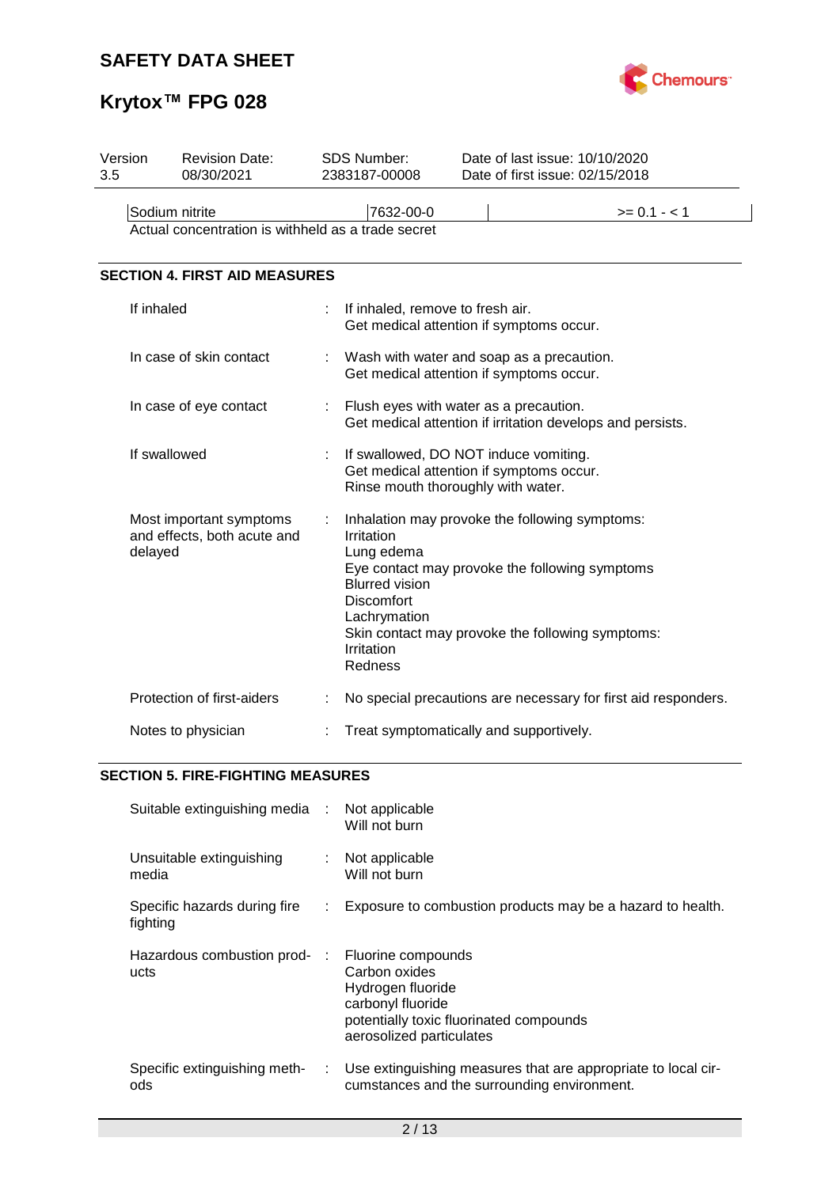| Version 3.5 | Revision Date: 08/30/2021 | SDS Number: 2383187-00008 | Date of last issue: 10/10/2020<br>Date of first issue: 02/15/2018 |
|---|---|---|---|

| Sodium nitrite | 7632-00-0 | | >= 0.1 - < 1 |
|---|---|---|---|

Actual concentration is withheld as a trade secret

## SECTION 4. FIRST AID MEASURES

If inhaled : If inhaled, remove to fresh air.
Get medical attention if symptoms occur.

In case of skin contact : Wash with water and soap as a precaution.
Get medical attention if symptoms occur.

In case of eye contact : Flush eyes with water as a precaution.
Get medical attention if irritation develops and persists.

If swallowed : If swallowed, DO NOT induce vomiting.
Get medical attention if symptoms occur.
Rinse mouth thoroughly with water.

Most important symptoms and effects, both acute and delayed : Inhalation may provoke the following symptoms:
Irritation
Lung edema
Eye contact may provoke the following symptoms
Blurred vision
Discomfort
Lachrymation
Skin contact may provoke the following symptoms:
Irritation
Redness

Protection of first-aiders : No special precautions are necessary for first aid responders.

Notes to physician : Treat symptomatically and supportively.

## SECTION 5. FIRE-FIGHTING MEASURES

Suitable extinguishing media : Not applicable
Will not burn

Unsuitable extinguishing media : Not applicable
Will not burn

Specific hazards during fire fighting : Exposure to combustion products may be a hazard to health.

Hazardous combustion products : Fluorine compounds
Carbon oxides
Hydrogen fluoride
carbonyl fluoride
potentially toxic fluorinated compounds
aerosolized particulates

Specific extinguishing methods : Use extinguishing measures that are appropriate to local circumstances and the surrounding environment.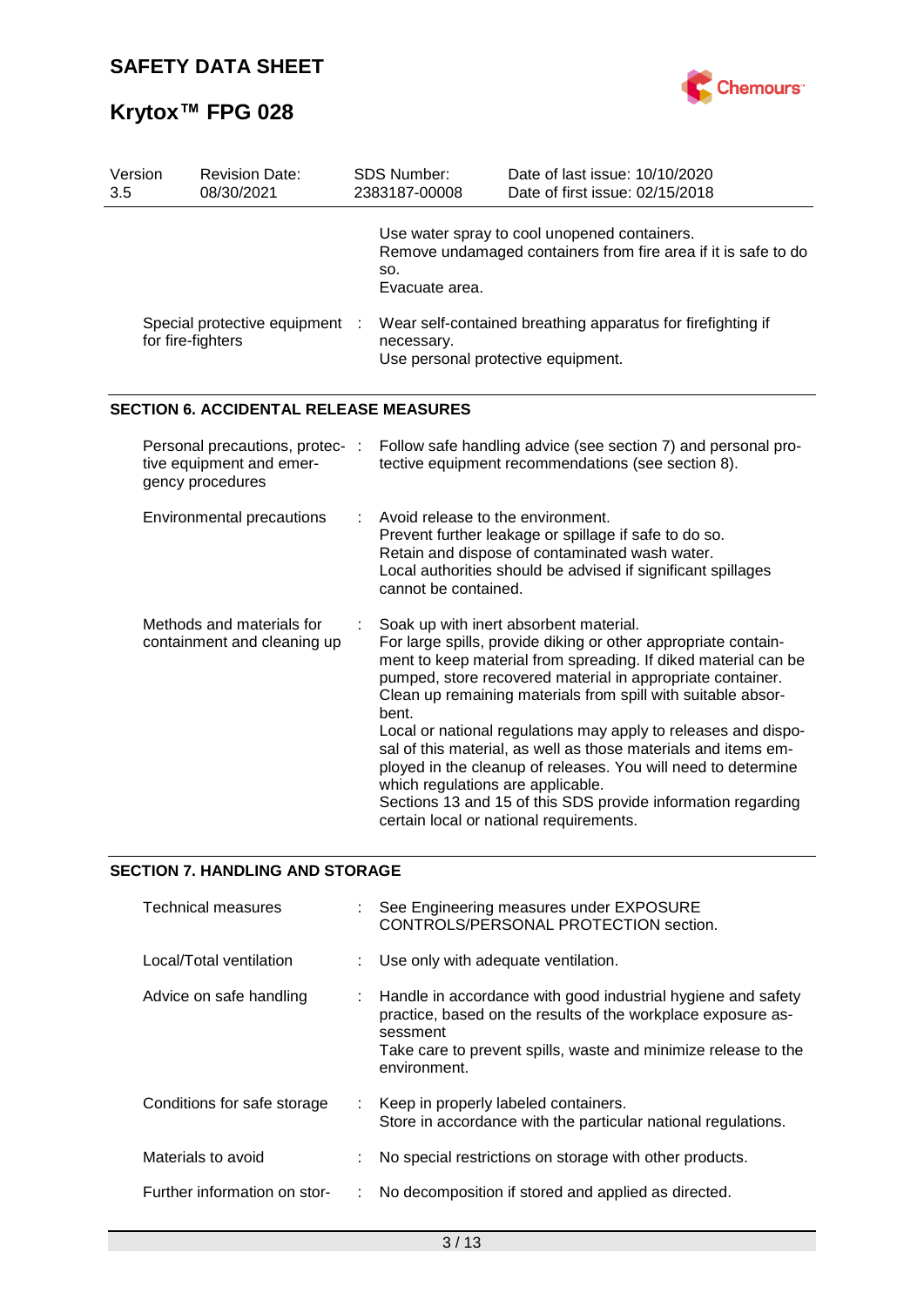Use water spray to cool unopened containers.
Remove undamaged containers from fire area if it is safe to do so.
Evacuate area.

| | | |
|---|---|---|
| Special protective equipment for fire-fighters | : | Wear self-contained breathing apparatus for firefighting if necessary.<br>Use personal protective equipment. |

## SECTION 6. ACCIDENTAL RELEASE MEASURES

| | | |
|---|---|---|
| Personal precautions, protective equipment and emergency procedures | : | Follow safe handling advice (see section 7) and personal protective equipment recommendations (see section 8). |
| Environmental precautions | : | Avoid release to the environment.<br>Prevent further leakage or spillage if safe to do so.<br>Retain and dispose of contaminated wash water.<br>Local authorities should be advised if significant spillages cannot be contained. |
| Methods and materials for containment and cleaning up | : | Soak up with inert absorbent material.<br>For large spills, provide diking or other appropriate containment to keep material from spreading. If diked material can be pumped, store recovered material in appropriate container.<br>Clean up remaining materials from spill with suitable absorbent.<br>Local or national regulations may apply to releases and disposal of this material, as well as those materials and items employed in the cleanup of releases. You will need to determine which regulations are applicable.<br>Sections 13 and 15 of this SDS provide information regarding certain local or national requirements. |

## SECTION 7. HANDLING AND STORAGE

| | | |
|---|---|---|
| Technical measures | : | See Engineering measures under EXPOSURE CONTROLS/PERSONAL PROTECTION section. |
| Local/Total ventilation | : | Use only with adequate ventilation. |
| Advice on safe handling | : | Handle in accordance with good industrial hygiene and safety practice, based on the results of the workplace exposure assessment<br>Take care to prevent spills, waste and minimize release to the environment. |
| Conditions for safe storage | : | Keep in properly labeled containers.<br>Store in accordance with the particular national regulations. |
| Materials to avoid | : | No special restrictions on storage with other products. |
| Further information on stor- | : | No decomposition if stored and applied as directed. |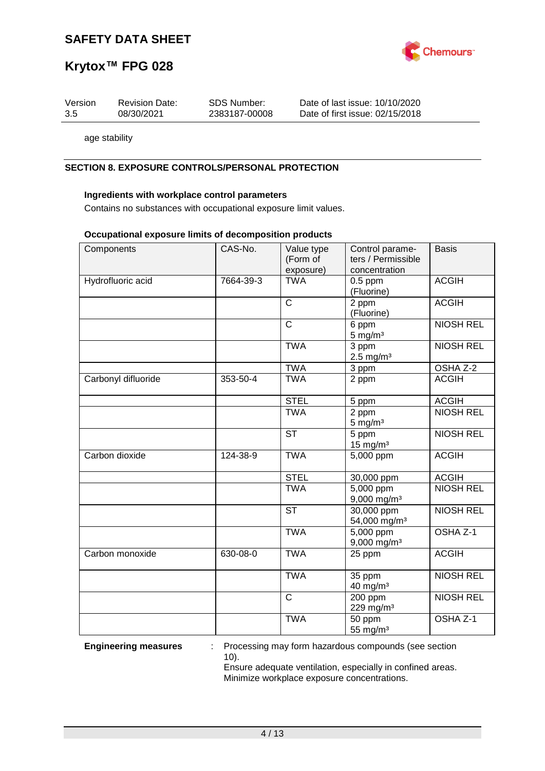age stability

## SECTION 8. EXPOSURE CONTROLS/PERSONAL PROTECTION

**Ingredients with workplace control parameters**

Contains no substances with occupational exposure limit values.

**Occupational exposure limits of decomposition products**

| Components | CAS-No. | Value type (Form of exposure) | Control parameters / Permissible concentration | Basis |
|---|---|---|---|---|
| Hydrofluoric acid | 7664-39-3 | TWA | 0.5 ppm (Fluorine) | ACGIH |
| | | C | 2 ppm (Fluorine) | ACGIH |
| | | C | 6 ppm 5 mg/m³ | NIOSH REL |
| | | TWA | 3 ppm 2.5 mg/m³ | NIOSH REL |
| | | TWA | 3 ppm | OSHA Z-2 |
| Carbonyl difluoride | 353-50-4 | TWA | 2 ppm | ACGIH |
| | | STEL | 5 ppm | ACGIH |
| | | TWA | 2 ppm 5 mg/m³ | NIOSH REL |
| | | ST | 5 ppm 15 mg/m³ | NIOSH REL |
| Carbon dioxide | 124-38-9 | TWA | 5,000 ppm | ACGIH |
| | | STEL | 30,000 ppm | ACGIH |
| | | TWA | 5,000 ppm 9,000 mg/m³ | NIOSH REL |
| | | ST | 30,000 ppm 54,000 mg/m³ | NIOSH REL |
| | | TWA | 5,000 ppm 9,000 mg/m³ | OSHA Z-1 |
| Carbon monoxide | 630-08-0 | TWA | 25 ppm | ACGIH |
| | | TWA | 35 ppm 40 mg/m³ | NIOSH REL |
| | | C | 200 ppm 229 mg/m³ | NIOSH REL |
| | | TWA | 50 ppm 55 mg/m³ | OSHA Z-1 |

**Engineering measures** : Processing may form hazardous compounds (see section 10).
Ensure adequate ventilation, especially in confined areas.
Minimize workplace exposure concentrations.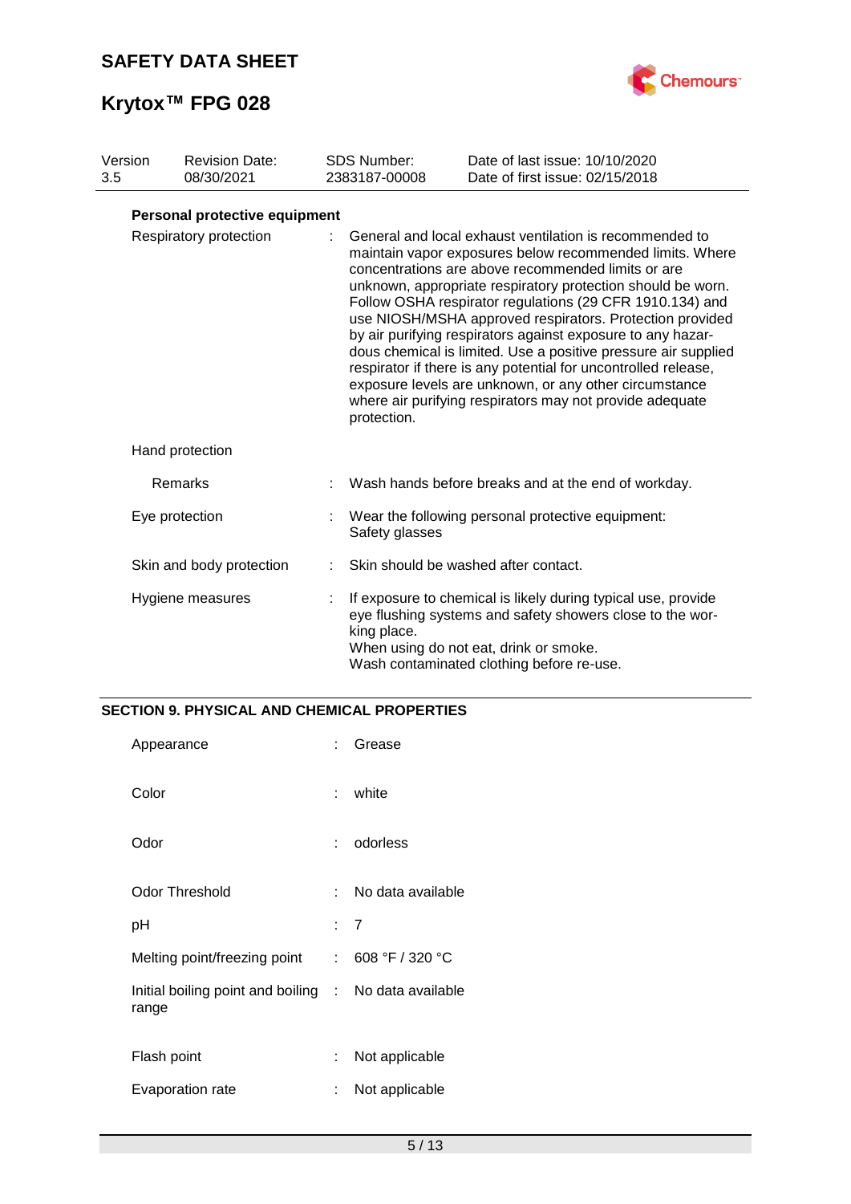| Version | Revision Date: | SDS Number: | Date of last issue: 10/10/2020 |
| --- | --- | --- | --- |
| 3.5 | 08/30/2021 | 2383187-00008 | Date of first issue: 02/15/2018 |

**Personal protective equipment**

| | | |
| --- | --- | --- |
| Respiratory protection | : | General and local exhaust ventilation is recommended to maintain vapor exposures below recommended limits. Where concentrations are above recommended limits or are unknown, appropriate respiratory protection should be worn. Follow OSHA respirator regulations (29 CFR 1910.134) and use NIOSH/MSHA approved respirators. Protection provided by air purifying respirators against exposure to any hazardous chemical is limited. Use a positive pressure air supplied respirator if there is any potential for uncontrolled release, exposure levels are unknown, or any other circumstance where air purifying respirators may not provide adequate protection. |
| Hand protection | | |
| Remarks | : | Wash hands before breaks and at the end of workday. |
| Eye protection | : | Wear the following personal protective equipment:<br>Safety glasses |
| Skin and body protection | : | Skin should be washed after contact. |
| Hygiene measures | : | If exposure to chemical is likely during typical use, provide eye flushing systems and safety showers close to the working place.<br>When using do not eat, drink or smoke.<br>Wash contaminated clothing before re-use. |

## SECTION 9. PHYSICAL AND CHEMICAL PROPERTIES

| | | |
| --- | --- | --- |
| Appearance | : | Grease |
| Color | : | white |
| Odor | : | odorless |
| Odor Threshold | : | No data available |
| pH | : | 7 |
| Melting point/freezing point | : | 608 °F / 320 °C |
| Initial boiling point and boiling range | : | No data available |
| Flash point | : | Not applicable |
| Evaporation rate | : | Not applicable |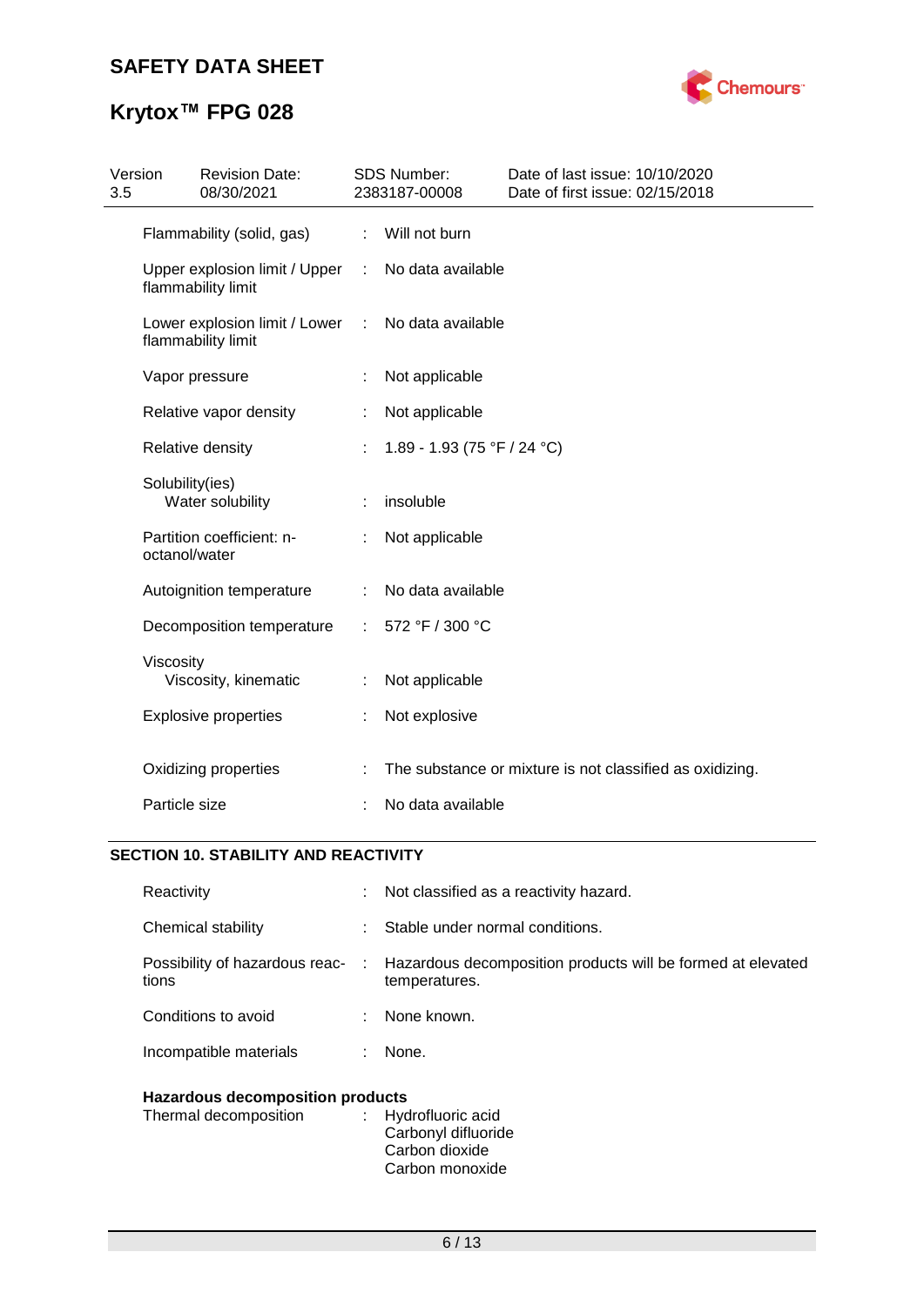| | | |
|---|---|---|
| Flammability (solid, gas) | : | Will not burn |
| Upper explosion limit / Upper flammability limit | : | No data available |
| Lower explosion limit / Lower flammability limit | : | No data available |
| Vapor pressure | : | Not applicable |
| Relative vapor density | : | Not applicable |
| Relative density | : | 1.89 - 1.93 (75 °F / 24 °C) |
| Solubility(ies) Water solubility | : | insoluble |
| Partition coefficient: n-octanol/water | : | Not applicable |
| Autoignition temperature | : | No data available |
| Decomposition temperature | : | 572 °F / 300 °C |
| Viscosity Viscosity, kinematic | : | Not applicable |
| Explosive properties | : | Not explosive |
| Oxidizing properties | : | The substance or mixture is not classified as oxidizing. |
| Particle size | : | No data available |

## SECTION 10. STABILITY AND REACTIVITY

| | | |
|---|---|---|
| Reactivity | : | Not classified as a reactivity hazard. |
| Chemical stability | : | Stable under normal conditions. |
| Possibility of hazardous reactions | : | Hazardous decomposition products will be formed at elevated temperatures. |
| Conditions to avoid | : | None known. |
| Incompatible materials | : | None. |

**Hazardous decomposition products**

| | | |
|---|---|---|
| Thermal decomposition | : | Hydrofluoric acid<br>Carbonyl difluoride<br>Carbon dioxide<br>Carbon monoxide |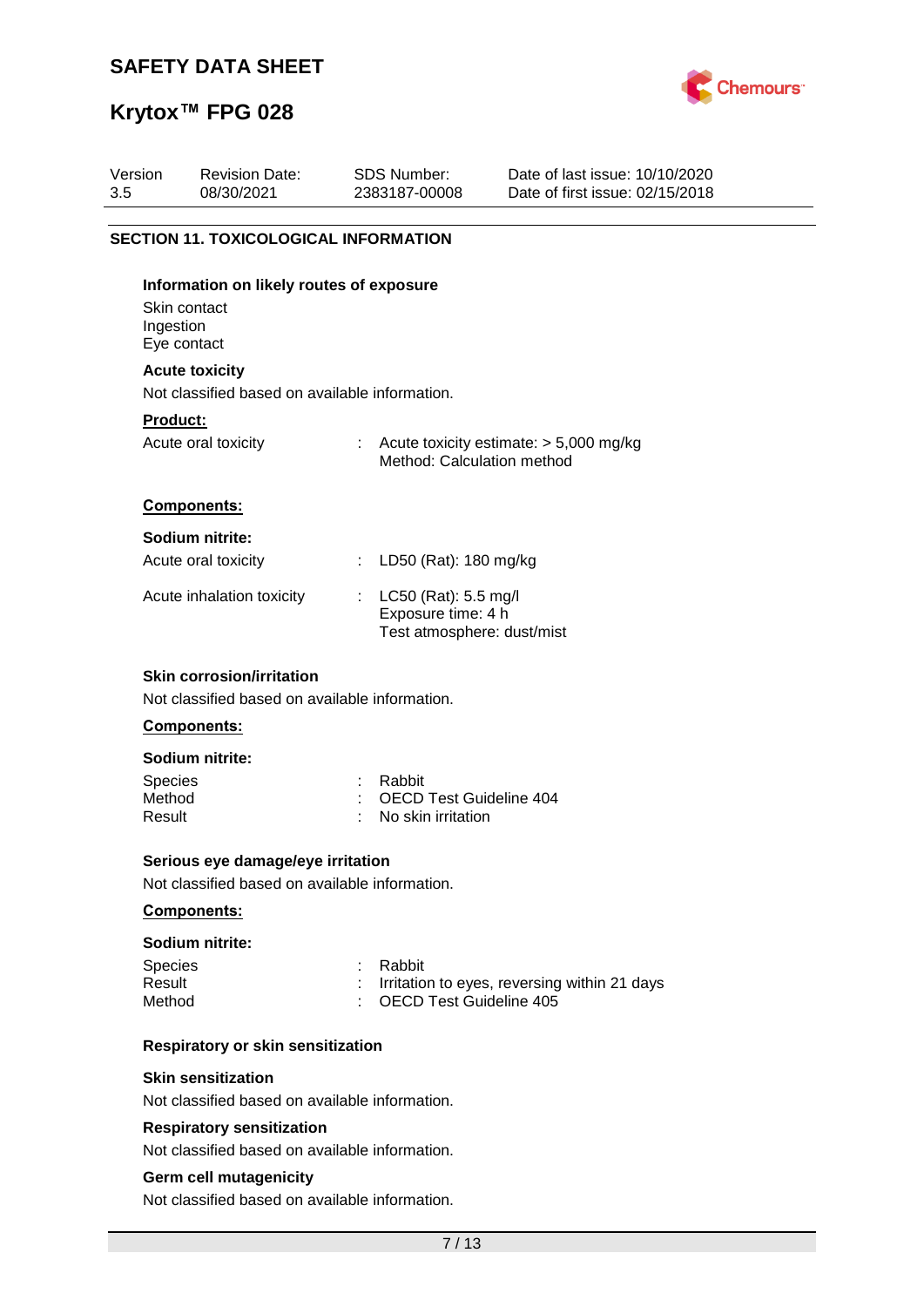## SECTION 11. TOXICOLOGICAL INFORMATION

**Information on likely routes of exposure**

Skin contact
Ingestion
Eye contact

**Acute toxicity**

Not classified based on available information.

**Product:**

| | | |
|---|---|---|
| Acute oral toxicity | : | Acute toxicity estimate: > 5,000 mg/kg<br>Method: Calculation method |

**Components:**

**Sodium nitrite:**

| | | |
|---|---|---|
| Acute oral toxicity | : | LD50 (Rat): 180 mg/kg |
| Acute inhalation toxicity | : | LC50 (Rat): 5.5 mg/l<br>Exposure time: 4 h<br>Test atmosphere: dust/mist |

**Skin corrosion/irritation**

Not classified based on available information.

**Components:**

**Sodium nitrite:**

| | | |
|---|---|---|
| Species | : | Rabbit |
| Method | : | OECD Test Guideline 404 |
| Result | : | No skin irritation |

**Serious eye damage/eye irritation**

Not classified based on available information.

**Components:**

**Sodium nitrite:**

| | | |
|---|---|---|
| Species | : | Rabbit |
| Result | : | Irritation to eyes, reversing within 21 days |
| Method | : | OECD Test Guideline 405 |

**Respiratory or skin sensitization**

**Skin sensitization**

Not classified based on available information.

**Respiratory sensitization**

Not classified based on available information.

**Germ cell mutagenicity**

Not classified based on available information.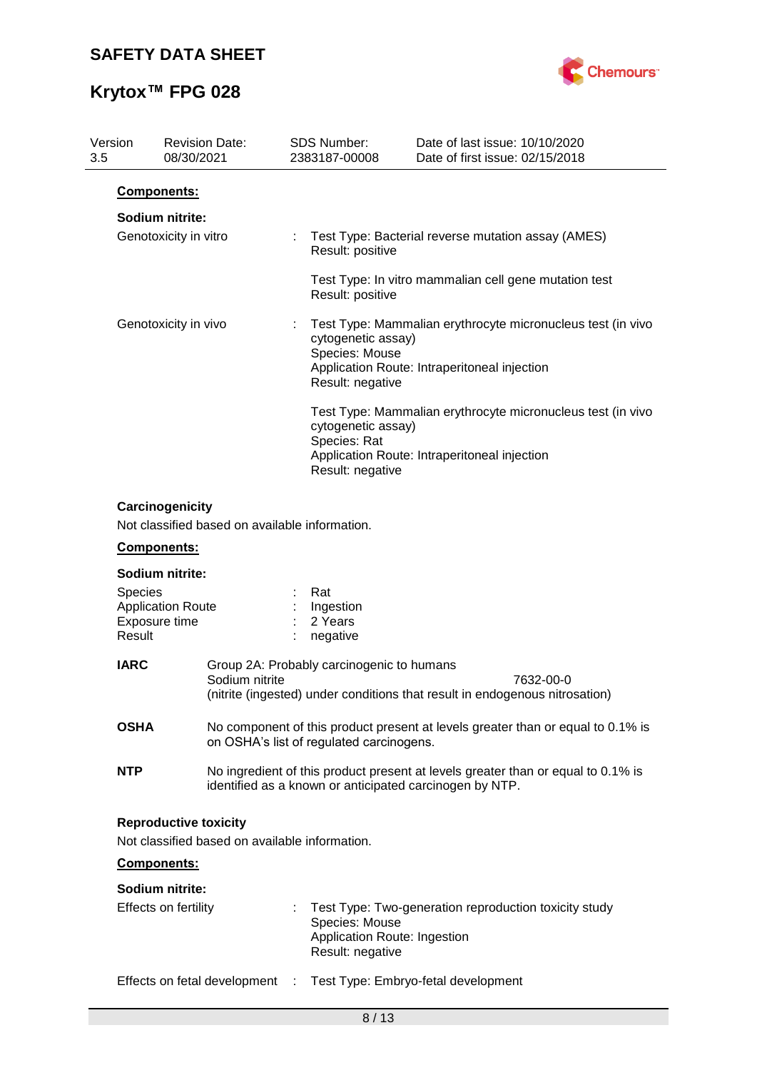**Components:**

**Sodium nitrite:**

Genotoxicity in vitro : Test Type: Bacterial reverse mutation assay (AMES)
Result: positive

Test Type: In vitro mammalian cell gene mutation test
Result: positive

Genotoxicity in vivo : Test Type: Mammalian erythrocyte micronucleus test (in vivo cytogenetic assay)
Species: Mouse
Application Route: Intraperitoneal injection
Result: negative

Test Type: Mammalian erythrocyte micronucleus test (in vivo cytogenetic assay)
Species: Rat
Application Route: Intraperitoneal injection
Result: negative

**Carcinogenicity**

Not classified based on available information.

**Components:**

**Sodium nitrite:**

Species : Rat
Application Route : Ingestion
Exposure time : 2 Years
Result : negative

**IARC** Group 2A: Probably carcinogenic to humans
Sodium nitrite 7632-00-0
(nitrite (ingested) under conditions that result in endogenous nitrosation)

**OSHA** No component of this product present at levels greater than or equal to 0.1% is on OSHA's list of regulated carcinogens.

**NTP** No ingredient of this product present at levels greater than or equal to 0.1% is identified as a known or anticipated carcinogen by NTP.

**Reproductive toxicity**

Not classified based on available information.

**Components:**

**Sodium nitrite:**

Effects on fertility : Test Type: Two-generation reproduction toxicity study
Species: Mouse
Application Route: Ingestion
Result: negative

Effects on fetal development : Test Type: Embryo-fetal development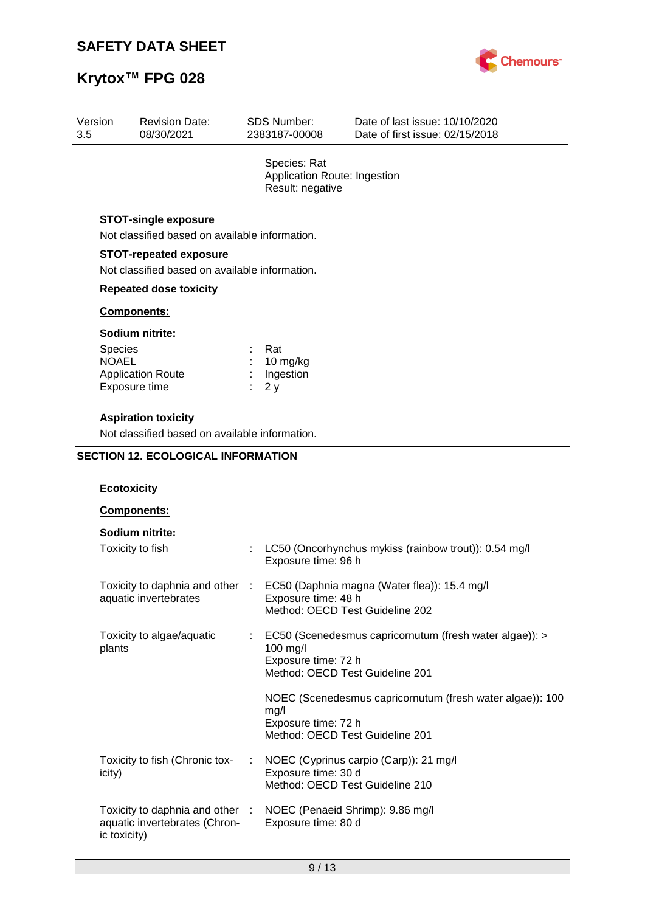Species: Rat
Application Route: Ingestion
Result: negative

**STOT-single exposure**

Not classified based on available information.

**STOT-repeated exposure**

Not classified based on available information.

**Repeated dose toxicity**

**Components:**

**Sodium nitrite:**

| | | |
|---|---|---|
| Species | : | Rat |
| NOAEL | : | 10 mg/kg |
| Application Route | : | Ingestion |
| Exposure time | : | 2 y |

**Aspiration toxicity**

Not classified based on available information.

## SECTION 12. ECOLOGICAL INFORMATION

**Ecotoxicity**

**Components:**

**Sodium nitrite:**

| | | |
|---|---|---|
| Toxicity to fish | : | LC50 (Oncorhynchus mykiss (rainbow trout)): 0.54 mg/l<br>Exposure time: 96 h |
| Toxicity to daphnia and other aquatic invertebrates | : | EC50 (Daphnia magna (Water flea)): 15.4 mg/l<br>Exposure time: 48 h<br>Method: OECD Test Guideline 202 |
| Toxicity to algae/aquatic plants | : | EC50 (Scenedesmus capricornutum (fresh water algae)): > 100 mg/l<br>Exposure time: 72 h<br>Method: OECD Test Guideline 201<br><br>NOEC (Scenedesmus capricornutum (fresh water algae)): 100 mg/l<br>Exposure time: 72 h<br>Method: OECD Test Guideline 201 |
| Toxicity to fish (Chronic toxicity) | : | NOEC (Cyprinus carpio (Carp)): 21 mg/l<br>Exposure time: 30 d<br>Method: OECD Test Guideline 210 |
| Toxicity to daphnia and other aquatic invertebrates (Chronic toxicity) | : | NOEC (Penaeid Shrimp): 9.86 mg/l<br>Exposure time: 80 d |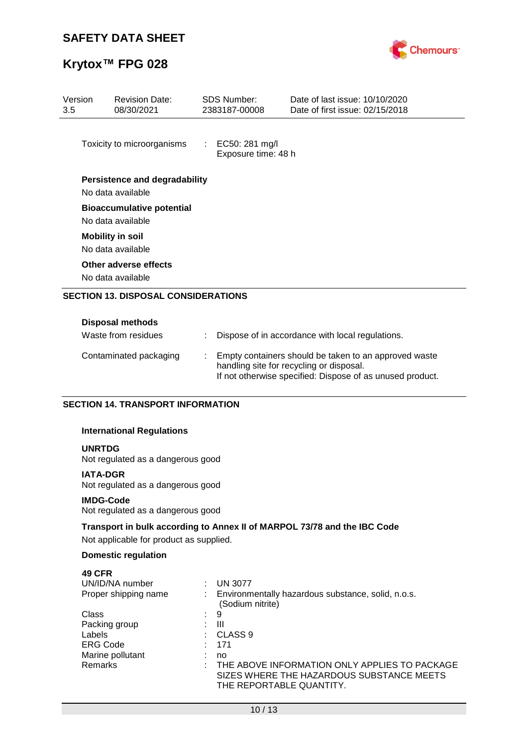| Toxicity to microorganisms | : | EC50: 281 mg/l<br>Exposure time: 48 h |
|---|---|---|

**Persistence and degradability**

No data available

**Bioaccumulative potential**

No data available

**Mobility in soil**

No data available

**Other adverse effects**

No data available

## SECTION 13. DISPOSAL CONSIDERATIONS

**Disposal methods**

| | | |
|---|---|---|
| Waste from residues | : | Dispose of in accordance with local regulations. |
| Contaminated packaging | : | Empty containers should be taken to an approved waste handling site for recycling or disposal.<br>If not otherwise specified: Dispose of as unused product. |

## SECTION 14. TRANSPORT INFORMATION

**International Regulations**

**UNRTDG**

Not regulated as a dangerous good

**IATA-DGR**

Not regulated as a dangerous good

**IMDG-Code**

Not regulated as a dangerous good

**Transport in bulk according to Annex II of MARPOL 73/78 and the IBC Code**

Not applicable for product as supplied.

**Domestic regulation**

**49 CFR**

| | | |
|---|---|---|
| UN/ID/NA number | : | UN 3077 |
| Proper shipping name | : | Environmentally hazardous substance, solid, n.o.s. (Sodium nitrite) |
| Class | : | 9 |
| Packing group | : | III |
| Labels | : | CLASS 9 |
| ERG Code | : | 171 |
| Marine pollutant | : | no |
| Remarks | : | THE ABOVE INFORMATION ONLY APPLIES TO PACKAGE SIZES WHERE THE HAZARDOUS SUBSTANCE MEETS THE REPORTABLE QUANTITY. |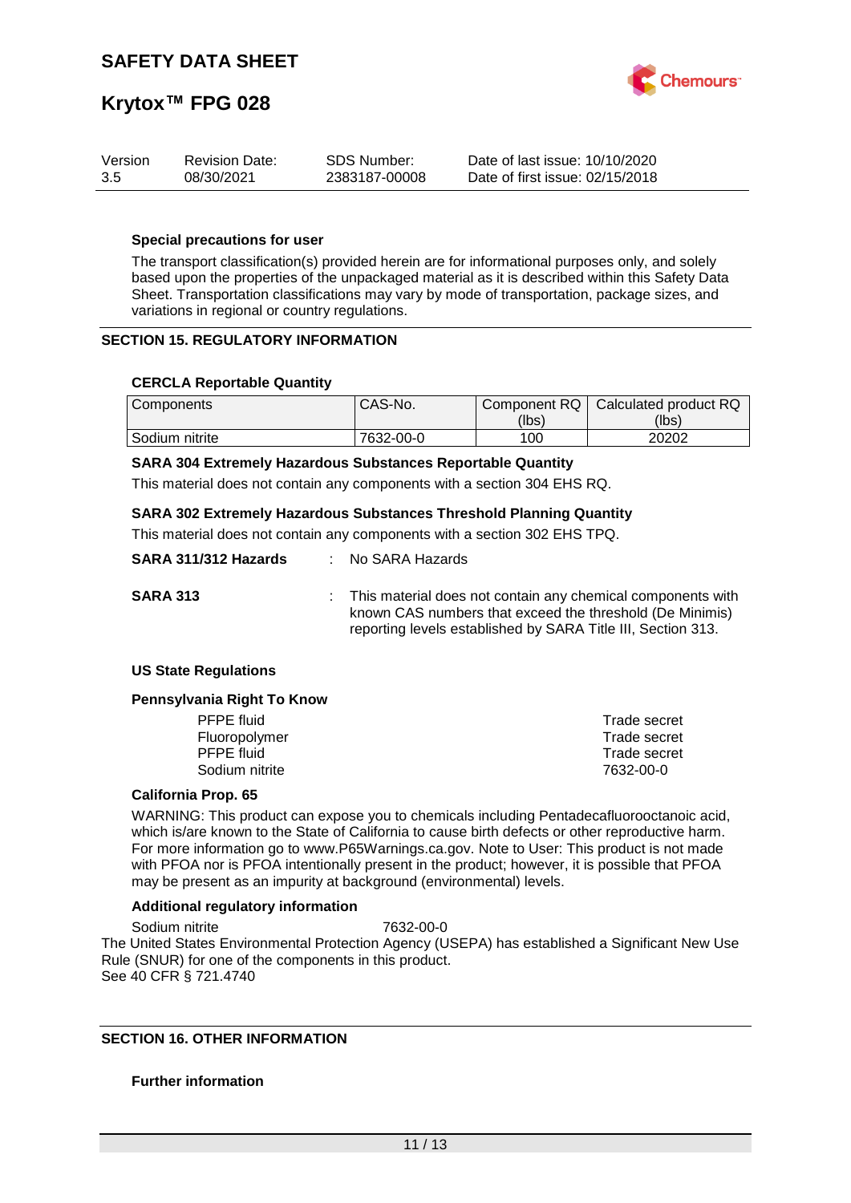**Special precautions for user**

The transport classification(s) provided herein are for informational purposes only, and solely based upon the properties of the unpackaged material as it is described within this Safety Data Sheet. Transportation classifications may vary by mode of transportation, package sizes, and variations in regional or country regulations.

## SECTION 15. REGULATORY INFORMATION

**CERCLA Reportable Quantity**

| Components | CAS-No. | Component RQ (lbs) | Calculated product RQ (lbs) |
|---|---|---|---|
| Sodium nitrite | 7632-00-0 | 100 | 20202 |

**SARA 304 Extremely Hazardous Substances Reportable Quantity**

This material does not contain any components with a section 304 EHS RQ.

**SARA 302 Extremely Hazardous Substances Threshold Planning Quantity**

This material does not contain any components with a section 302 EHS TPQ.

**SARA 311/312 Hazards** : No SARA Hazards

**SARA 313** : This material does not contain any chemical components with known CAS numbers that exceed the threshold (De Minimis) reporting levels established by SARA Title III, Section 313.

**US State Regulations**

**Pennsylvania Right To Know**

| | |
|---|---|
| PFPE fluid | Trade secret |
| Fluoropolymer | Trade secret |
| PFPE fluid | Trade secret |
| Sodium nitrite | 7632-00-0 |

**California Prop. 65**

WARNING: This product can expose you to chemicals including Pentadecafluorooctanoic acid, which is/are known to the State of California to cause birth defects or other reproductive harm. For more information go to www.P65Warnings.ca.gov. Note to User: This product is not made with PFOA nor is PFOA intentionally present in the product; however, it is possible that PFOA may be present as an impurity at background (environmental) levels.

**Additional regulatory information**

Sodium nitrite 7632-00-0

The United States Environmental Protection Agency (USEPA) has established a Significant New Use Rule (SNUR) for one of the components in this product.
See 40 CFR § 721.4740

## SECTION 16. OTHER INFORMATION

**Further information**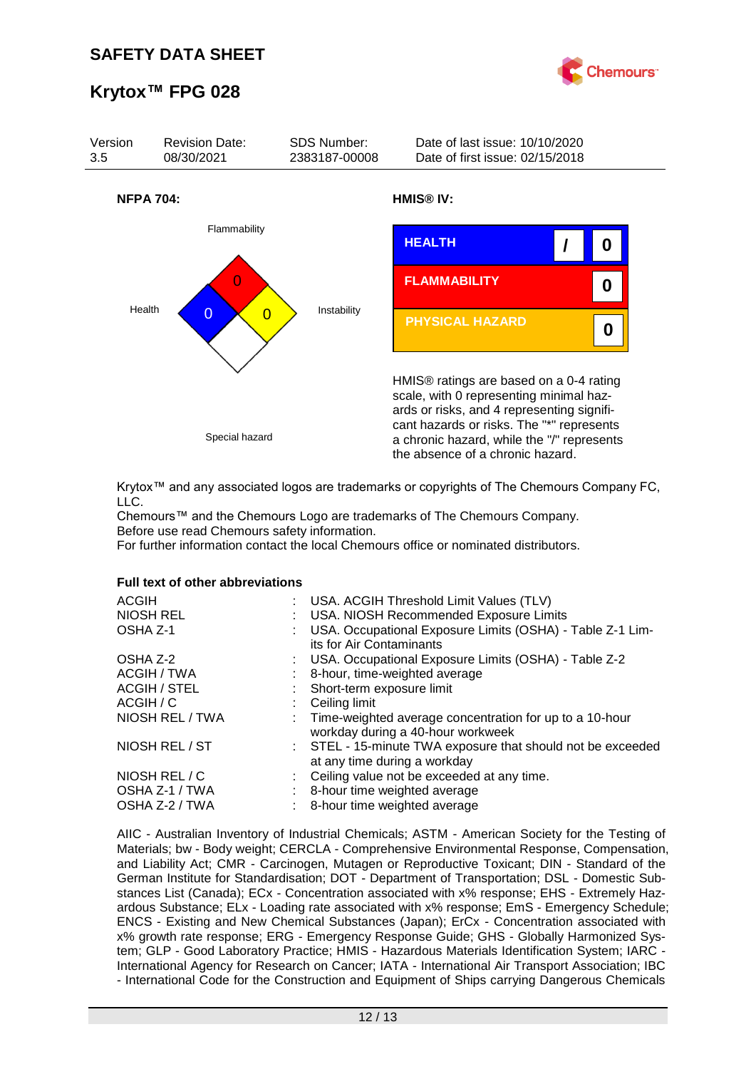| Version | Revision Date: | SDS Number: | Date of last issue: 10/10/2020 |
|---|---|---|---|
| 3.5 | 08/30/2021 | 2383187-00008 | Date of first issue: 02/15/2018 |

**NFPA 704:**

Flammability: 0
Health: 0
Instability: 0
Special hazard

**HMIS® IV:**

| | | |
|---|---|---|
| HEALTH | / | 0 |
| FLAMMABILITY | | 0 |
| PHYSICAL HAZARD | | 0 |

HMIS® ratings are based on a 0-4 rating scale, with 0 representing minimal hazards or risks, and 4 representing significant hazards or risks. The "*" represents a chronic hazard, while the "/" represents the absence of a chronic hazard.

Krytox™ and any associated logos are trademarks or copyrights of The Chemours Company FC, LLC.
Chemours™ and the Chemours Logo are trademarks of The Chemours Company.
Before use read Chemours safety information.
For further information contact the local Chemours office or nominated distributors.

**Full text of other abbreviations**

| | | |
|---|---|---|
| ACGIH | : | USA. ACGIH Threshold Limit Values (TLV) |
| NIOSH REL | : | USA. NIOSH Recommended Exposure Limits |
| OSHA Z-1 | : | USA. Occupational Exposure Limits (OSHA) - Table Z-1 Limits for Air Contaminants |
| OSHA Z-2 | : | USA. Occupational Exposure Limits (OSHA) - Table Z-2 |
| ACGIH / TWA | : | 8-hour, time-weighted average |
| ACGIH / STEL | : | Short-term exposure limit |
| ACGIH / C | : | Ceiling limit |
| NIOSH REL / TWA | : | Time-weighted average concentration for up to a 10-hour workday during a 40-hour workweek |
| NIOSH REL / ST | : | STEL - 15-minute TWA exposure that should not be exceeded at any time during a workday |
| NIOSH REL / C | : | Ceiling value not be exceeded at any time. |
| OSHA Z-1 / TWA | : | 8-hour time weighted average |
| OSHA Z-2 / TWA | : | 8-hour time weighted average |

AIIC - Australian Inventory of Industrial Chemicals; ASTM - American Society for the Testing of Materials; bw - Body weight; CERCLA - Comprehensive Environmental Response, Compensation, and Liability Act; CMR - Carcinogen, Mutagen or Reproductive Toxicant; DIN - Standard of the German Institute for Standardisation; DOT - Department of Transportation; DSL - Domestic Substances List (Canada); ECx - Concentration associated with x% response; EHS - Extremely Hazardous Substance; ELx - Loading rate associated with x% response; EmS - Emergency Schedule; ENCS - Existing and New Chemical Substances (Japan); ErCx - Concentration associated with x% growth rate response; ERG - Emergency Response Guide; GHS - Globally Harmonized System; GLP - Good Laboratory Practice; HMIS - Hazardous Materials Identification System; IARC - International Agency for Research on Cancer; IATA - International Air Transport Association; IBC - International Code for the Construction and Equipment of Ships carrying Dangerous Chemicals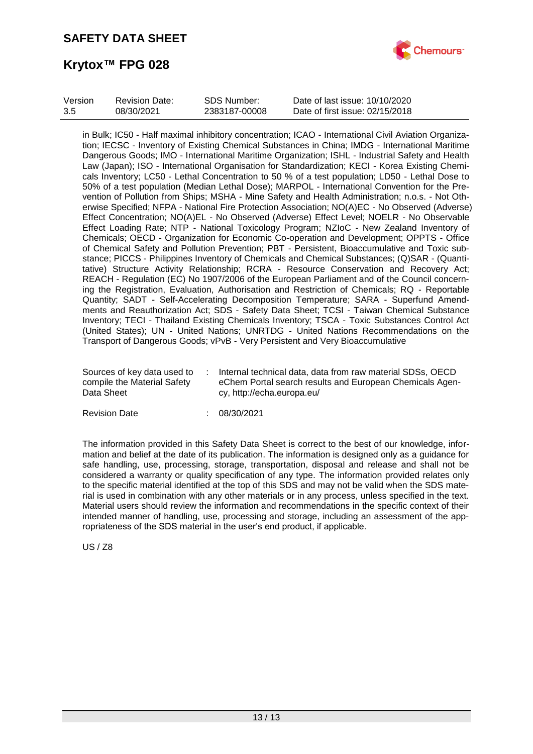in Bulk; IC50 - Half maximal inhibitory concentration; ICAO - International Civil Aviation Organization; IECSC - Inventory of Existing Chemical Substances in China; IMDG - International Maritime Dangerous Goods; IMO - International Maritime Organization; ISHL - Industrial Safety and Health Law (Japan); ISO - International Organisation for Standardization; KECI - Korea Existing Chemicals Inventory; LC50 - Lethal Concentration to 50 % of a test population; LD50 - Lethal Dose to 50% of a test population (Median Lethal Dose); MARPOL - International Convention for the Prevention of Pollution from Ships; MSHA - Mine Safety and Health Administration; n.o.s. - Not Otherwise Specified; NFPA - National Fire Protection Association; NO(A)EC - No Observed (Adverse) Effect Concentration; NO(A)EL - No Observed (Adverse) Effect Level; NOELR - No Observable Effect Loading Rate; NTP - National Toxicology Program; NZIoC - New Zealand Inventory of Chemicals; OECD - Organization for Economic Co-operation and Development; OPPTS - Office of Chemical Safety and Pollution Prevention; PBT - Persistent, Bioaccumulative and Toxic substance; PICCS - Philippines Inventory of Chemicals and Chemical Substances; (Q)SAR - (Quantitative) Structure Activity Relationship; RCRA - Resource Conservation and Recovery Act; REACH - Regulation (EC) No 1907/2006 of the European Parliament and of the Council concerning the Registration, Evaluation, Authorisation and Restriction of Chemicals; RQ - Reportable Quantity; SADT - Self-Accelerating Decomposition Temperature; SARA - Superfund Amendments and Reauthorization Act; SDS - Safety Data Sheet; TCSI - Taiwan Chemical Substance Inventory; TECI - Thailand Existing Chemicals Inventory; TSCA - Toxic Substances Control Act (United States); UN - United Nations; UNRTDG - United Nations Recommendations on the Transport of Dangerous Goods; vPvB - Very Persistent and Very Bioaccumulative

Sources of key data used to compile the Material Safety Data Sheet : Internal technical data, data from raw material SDSs, OECD eChem Portal search results and European Chemicals Agency, http://echa.europa.eu/

Revision Date : 08/30/2021

The information provided in this Safety Data Sheet is correct to the best of our knowledge, information and belief at the date of its publication. The information is designed only as a guidance for safe handling, use, processing, storage, transportation, disposal and release and shall not be considered a warranty or quality specification of any type. The information provided relates only to the specific material identified at the top of this SDS and may not be valid when the SDS material is used in combination with any other materials or in any process, unless specified in the text. Material users should review the information and recommendations in the specific context of their intended manner of handling, use, processing and storage, including an assessment of the appropriateness of the SDS material in the user's end product, if applicable.

US / Z8